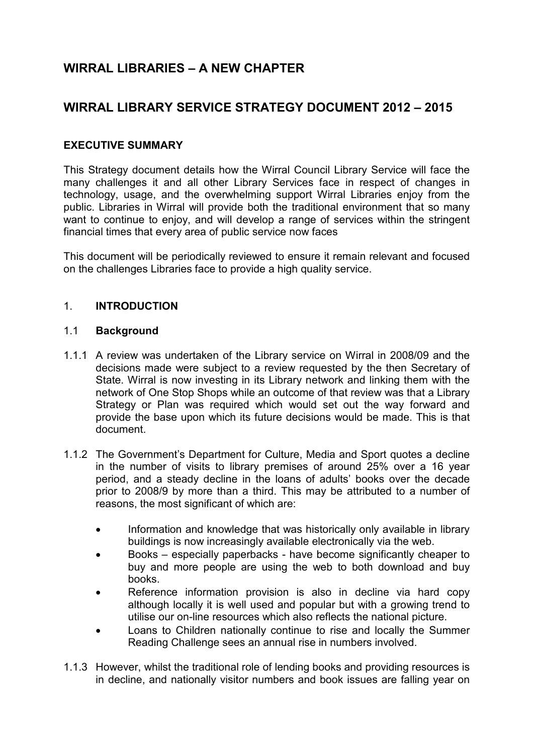# WIRRAL LIBRARIES – A NEW CHAPTER

# WIRRAL LIBRARY SERVICE STRATEGY DOCUMENT 2012 – 2015

## EXECUTIVE SUMMARY

This Strategy document details how the Wirral Council Library Service will face the many challenges it and all other Library Services face in respect of changes in technology, usage, and the overwhelming support Wirral Libraries enjoy from the public. Libraries in Wirral will provide both the traditional environment that so many want to continue to enjoy, and will develop a range of services within the stringent financial times that every area of public service now faces

This document will be periodically reviewed to ensure it remain relevant and focused on the challenges Libraries face to provide a high quality service.

## 1. INTRODUCTION

### 1.1 Background

1.1.1 A review was undertaken of the Library service on Wirral in 2008/09 and the decisions made were subject to a review requested by the then Secretary of State. Wirral is now investing in its Library network and linking them with the network of One Stop Shops while an outcome of that review was that a Library Strategy or Plan was required which would set out the way forward and provide the base upon which its future decisions would be made. This is that document.

1.1.2 The Government's Department for Culture, Media and Sport quotes a decline in the number of visits to library premises of around 25% over a 16 year period, and a steady decline in the loans of adults' books over the decade prior to 2008/9 by more than a third. This may be attributed to a number of reasons, the most significant of which are:

- Information and knowledge that was historically only available in library buildings is now increasingly available electronically via the web.
- Books – especially paperbacks - have become significantly cheaper to buy and more people are using the web to both download and buy books.
- Reference information provision is also in decline via hard copy although locally it is well used and popular but with a growing trend to utilise our on-line resources which also reflects the national picture.
- Loans to Children nationally continue to rise and locally the Summer Reading Challenge sees an annual rise in numbers involved.

1.1.3 However, whilst the traditional role of lending books and providing resources is in decline, and nationally visitor numbers and book issues are falling year on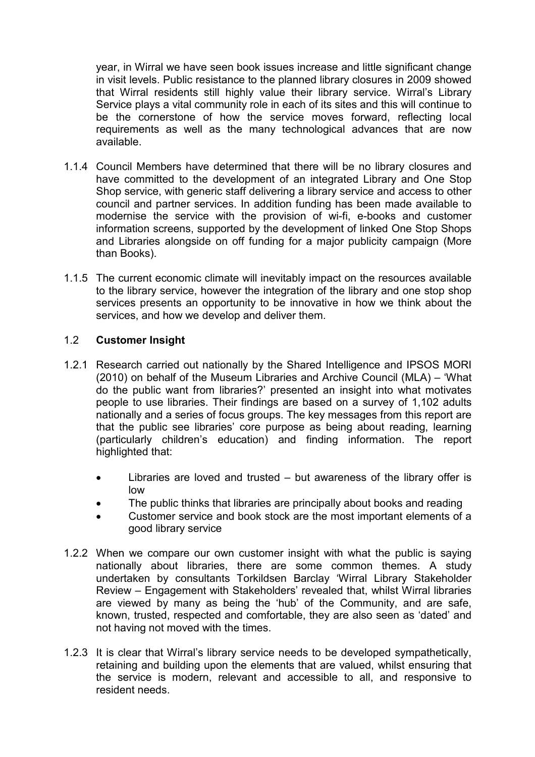year, in Wirral we have seen book issues increase and little significant change in visit levels. Public resistance to the planned library closures in 2009 showed that Wirral residents still highly value their library service. Wirral's Library Service plays a vital community role in each of its sites and this will continue to be the cornerstone of how the service moves forward, reflecting local requirements as well as the many technological advances that are now available.

1.1.4 Council Members have determined that there will be no library closures and have committed to the development of an integrated Library and One Stop Shop service, with generic staff delivering a library service and access to other council and partner services. In addition funding has been made available to modernise the service with the provision of wi-fi, e-books and customer information screens, supported by the development of linked One Stop Shops and Libraries alongside on off funding for a major publicity campaign (More than Books).

1.1.5 The current economic climate will inevitably impact on the resources available to the library service, however the integration of the library and one stop shop services presents an opportunity to be innovative in how we think about the services, and how we develop and deliver them.

## 1.2 Customer Insight

1.2.1 Research carried out nationally by the Shared Intelligence and IPSOS MORI (2010) on behalf of the Museum Libraries and Archive Council (MLA) – 'What do the public want from libraries?' presented an insight into what motivates people to use libraries. Their findings are based on a survey of 1,102 adults nationally and a series of focus groups. The key messages from this report are that the public see libraries' core purpose as being about reading, learning (particularly children's education) and finding information. The report highlighted that:

- Libraries are loved and trusted – but awareness of the library offer is low
- The public thinks that libraries are principally about books and reading
- Customer service and book stock are the most important elements of a good library service

1.2.2 When we compare our own customer insight with what the public is saying nationally about libraries, there are some common themes. A study undertaken by consultants Torkildsen Barclay 'Wirral Library Stakeholder Review – Engagement with Stakeholders' revealed that, whilst Wirral libraries are viewed by many as being the 'hub' of the Community, and are safe, known, trusted, respected and comfortable, they are also seen as 'dated' and not having not moved with the times.

1.2.3 It is clear that Wirral's library service needs to be developed sympathetically, retaining and building upon the elements that are valued, whilst ensuring that the service is modern, relevant and accessible to all, and responsive to resident needs.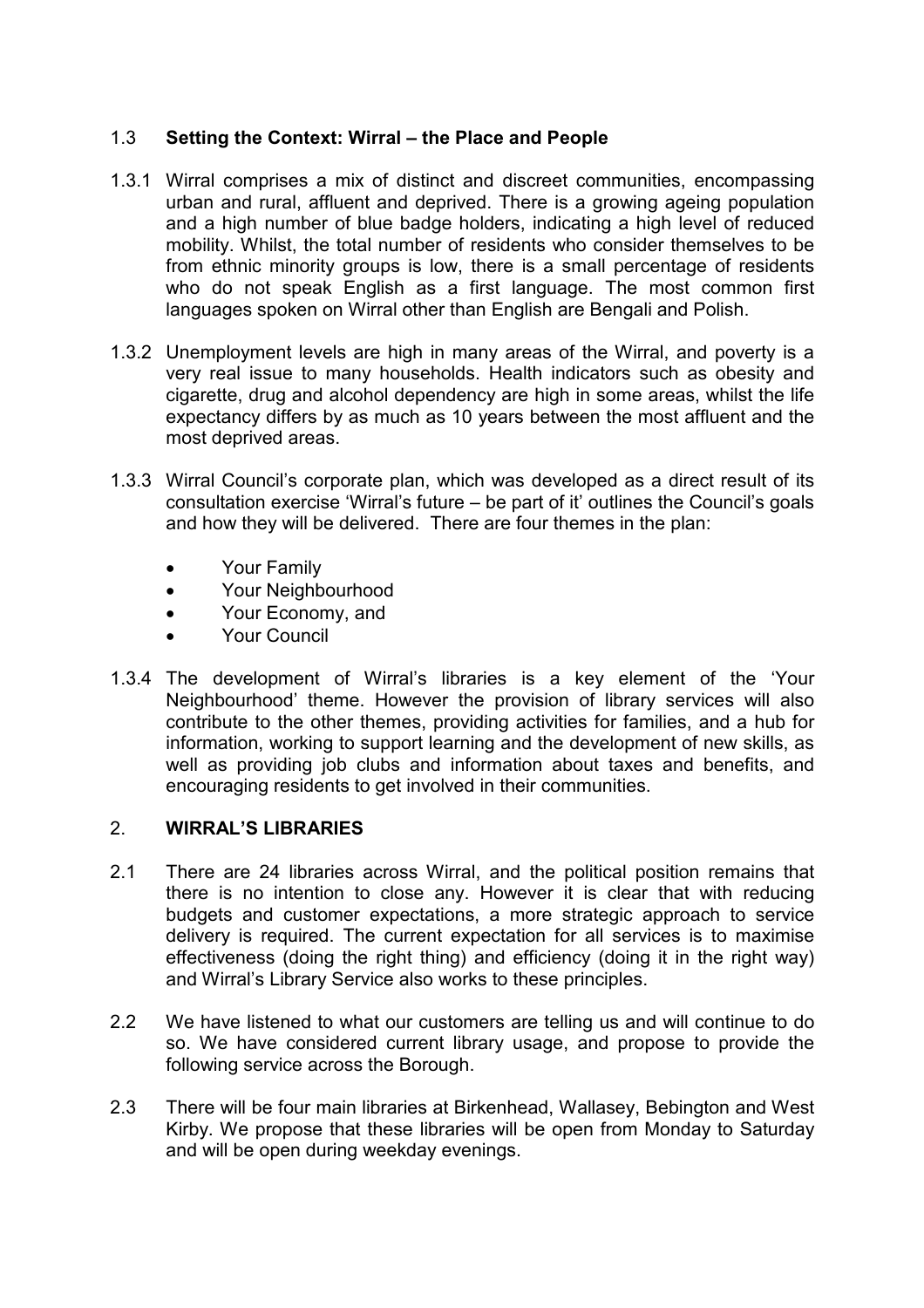### 1.3 **Setting the Context: Wirral – the Place and People**

1.3.1 Wirral comprises a mix of distinct and discreet communities, encompassing urban and rural, affluent and deprived. There is a growing ageing population and a high number of blue badge holders, indicating a high level of reduced mobility. Whilst, the total number of residents who consider themselves to be from ethnic minority groups is low, there is a small percentage of residents who do not speak English as a first language. The most common first languages spoken on Wirral other than English are Bengali and Polish.

1.3.2 Unemployment levels are high in many areas of the Wirral, and poverty is a very real issue to many households. Health indicators such as obesity and cigarette, drug and alcohol dependency are high in some areas, whilst the life expectancy differs by as much as 10 years between the most affluent and the most deprived areas.

1.3.3 Wirral Council's corporate plan, which was developed as a direct result of its consultation exercise 'Wirral's future – be part of it' outlines the Council's goals and how they will be delivered. There are four themes in the plan:

- Your Family
- Your Neighbourhood
- Your Economy, and
- Your Council

1.3.4 The development of Wirral's libraries is a key element of the 'Your Neighbourhood' theme. However the provision of library services will also contribute to the other themes, providing activities for families, and a hub for information, working to support learning and the development of new skills, as well as providing job clubs and information about taxes and benefits, and encouraging residents to get involved in their communities.

## 2. **WIRRAL'S LIBRARIES**

2.1 There are 24 libraries across Wirral, and the political position remains that there is no intention to close any. However it is clear that with reducing budgets and customer expectations, a more strategic approach to service delivery is required. The current expectation for all services is to maximise effectiveness (doing the right thing) and efficiency (doing it in the right way) and Wirral's Library Service also works to these principles.

2.2 We have listened to what our customers are telling us and will continue to do so. We have considered current library usage, and propose to provide the following service across the Borough.

2.3 There will be four main libraries at Birkenhead, Wallasey, Bebington and West Kirby. We propose that these libraries will be open from Monday to Saturday and will be open during weekday evenings.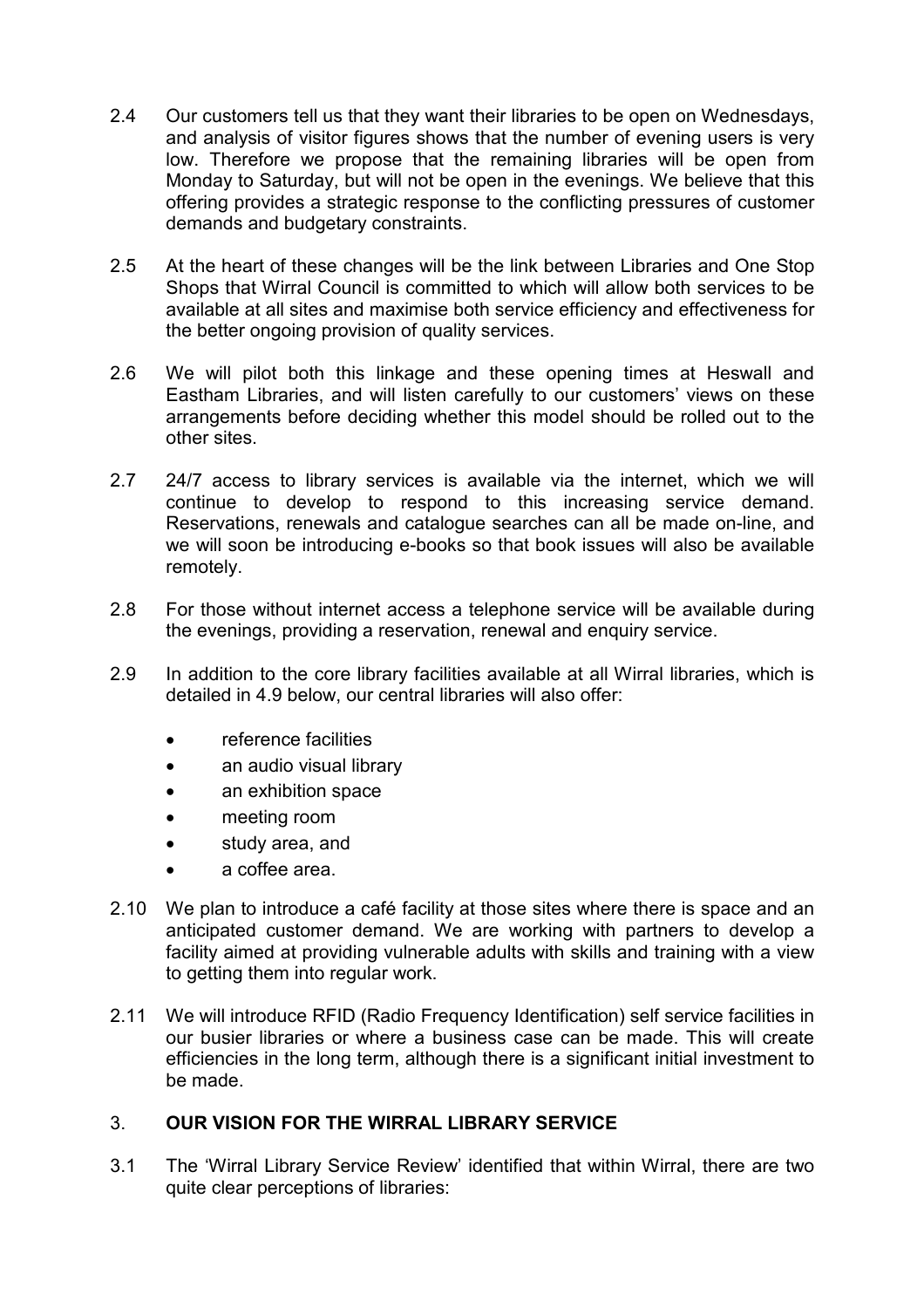2.4 Our customers tell us that they want their libraries to be open on Wednesdays, and analysis of visitor figures shows that the number of evening users is very low. Therefore we propose that the remaining libraries will be open from Monday to Saturday, but will not be open in the evenings. We believe that this offering provides a strategic response to the conflicting pressures of customer demands and budgetary constraints.

2.5 At the heart of these changes will be the link between Libraries and One Stop Shops that Wirral Council is committed to which will allow both services to be available at all sites and maximise both service efficiency and effectiveness for the better ongoing provision of quality services.

2.6 We will pilot both this linkage and these opening times at Heswall and Eastham Libraries, and will listen carefully to our customers' views on these arrangements before deciding whether this model should be rolled out to the other sites.

2.7 24/7 access to library services is available via the internet, which we will continue to develop to respond to this increasing service demand. Reservations, renewals and catalogue searches can all be made on-line, and we will soon be introducing e-books so that book issues will also be available remotely.

2.8 For those without internet access a telephone service will be available during the evenings, providing a reservation, renewal and enquiry service.

2.9 In addition to the core library facilities available at all Wirral libraries, which is detailed in 4.9 below, our central libraries will also offer:

- reference facilities
- an audio visual library
- an exhibition space
- meeting room
- study area, and
- a coffee area.

2.10 We plan to introduce a café facility at those sites where there is space and an anticipated customer demand. We are working with partners to develop a facility aimed at providing vulnerable adults with skills and training with a view to getting them into regular work.

2.11 We will introduce RFID (Radio Frequency Identification) self service facilities in our busier libraries or where a business case can be made. This will create efficiencies in the long term, although there is a significant initial investment to be made.

## 3. OUR VISION FOR THE WIRRAL LIBRARY SERVICE

3.1 The 'Wirral Library Service Review' identified that within Wirral, there are two quite clear perceptions of libraries: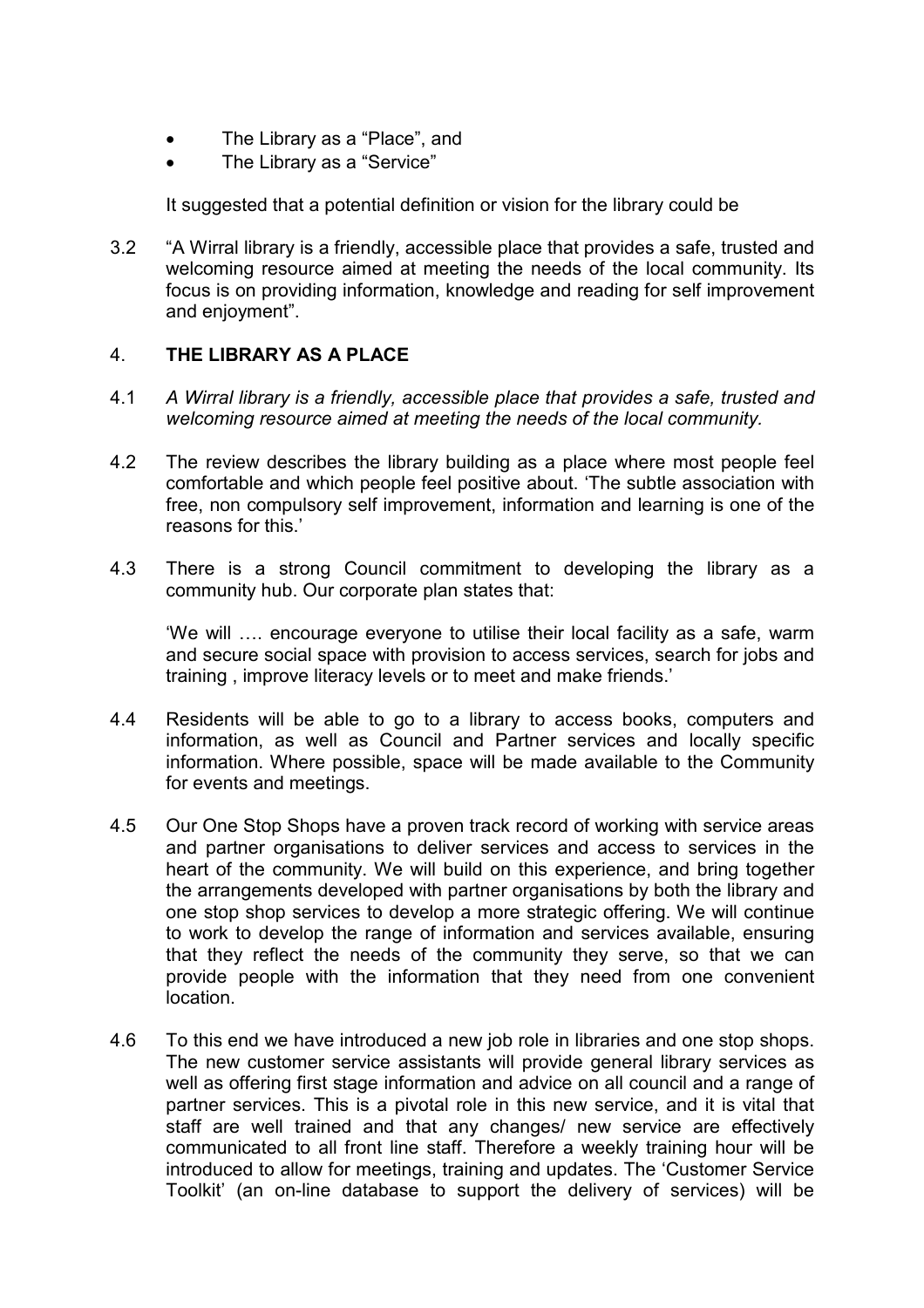- The Library as a "Place", and
- The Library as a "Service"

It suggested that a potential definition or vision for the library could be

3.2 "A Wirral library is a friendly, accessible place that provides a safe, trusted and welcoming resource aimed at meeting the needs of the local community. Its focus is on providing information, knowledge and reading for self improvement and enjoyment".

## 4. THE LIBRARY AS A PLACE

4.1 *A Wirral library is a friendly, accessible place that provides a safe, trusted and welcoming resource aimed at meeting the needs of the local community.*

4.2 The review describes the library building as a place where most people feel comfortable and which people feel positive about. 'The subtle association with free, non compulsory self improvement, information and learning is one of the reasons for this.'

4.3 There is a strong Council commitment to developing the library as a community hub. Our corporate plan states that:

'We will …. encourage everyone to utilise their local facility as a safe, warm and secure social space with provision to access services, search for jobs and training , improve literacy levels or to meet and make friends.'

4.4 Residents will be able to go to a library to access books, computers and information, as well as Council and Partner services and locally specific information. Where possible, space will be made available to the Community for events and meetings.

4.5 Our One Stop Shops have a proven track record of working with service areas and partner organisations to deliver services and access to services in the heart of the community. We will build on this experience, and bring together the arrangements developed with partner organisations by both the library and one stop shop services to develop a more strategic offering. We will continue to work to develop the range of information and services available, ensuring that they reflect the needs of the community they serve, so that we can provide people with the information that they need from one convenient location.

4.6 To this end we have introduced a new job role in libraries and one stop shops. The new customer service assistants will provide general library services as well as offering first stage information and advice on all council and a range of partner services. This is a pivotal role in this new service, and it is vital that staff are well trained and that any changes/ new service are effectively communicated to all front line staff. Therefore a weekly training hour will be introduced to allow for meetings, training and updates. The 'Customer Service Toolkit' (an on-line database to support the delivery of services) will be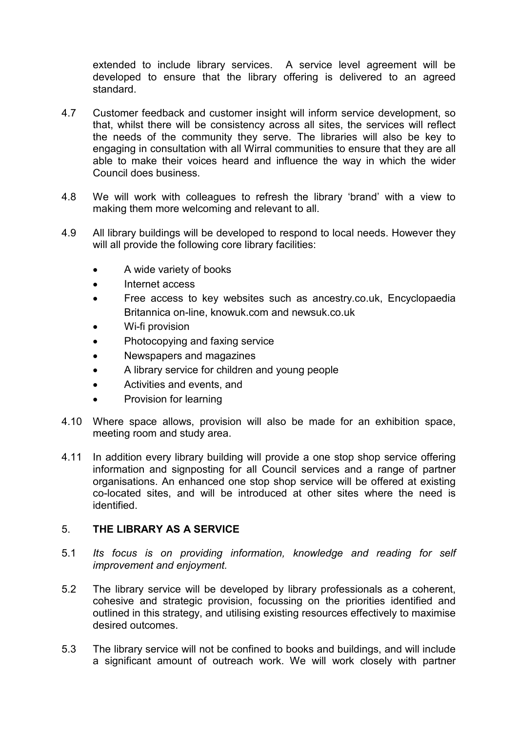extended to include library services. A service level agreement will be developed to ensure that the library offering is delivered to an agreed standard.

4.7 Customer feedback and customer insight will inform service development, so that, whilst there will be consistency across all sites, the services will reflect the needs of the community they serve. The libraries will also be key to engaging in consultation with all Wirral communities to ensure that they are all able to make their voices heard and influence the way in which the wider Council does business.

4.8 We will work with colleagues to refresh the library 'brand' with a view to making them more welcoming and relevant to all.

4.9 All library buildings will be developed to respond to local needs. However they will all provide the following core library facilities:

- A wide variety of books
- Internet access
- Free access to key websites such as ancestry.co.uk, Encyclopaedia Britannica on-line, knowuk.com and newsuk.co.uk
- Wi-fi provision
- Photocopying and faxing service
- Newspapers and magazines
- A library service for children and young people
- Activities and events, and
- Provision for learning

4.10 Where space allows, provision will also be made for an exhibition space, meeting room and study area.

4.11 In addition every library building will provide a one stop shop service offering information and signposting for all Council services and a range of partner organisations. An enhanced one stop shop service will be offered at existing co-located sites, and will be introduced at other sites where the need is identified.

## 5. THE LIBRARY AS A SERVICE

5.1 *Its focus is on providing information, knowledge and reading for self improvement and enjoyment.*

5.2 The library service will be developed by library professionals as a coherent, cohesive and strategic provision, focussing on the priorities identified and outlined in this strategy, and utilising existing resources effectively to maximise desired outcomes.

5.3 The library service will not be confined to books and buildings, and will include a significant amount of outreach work. We will work closely with partner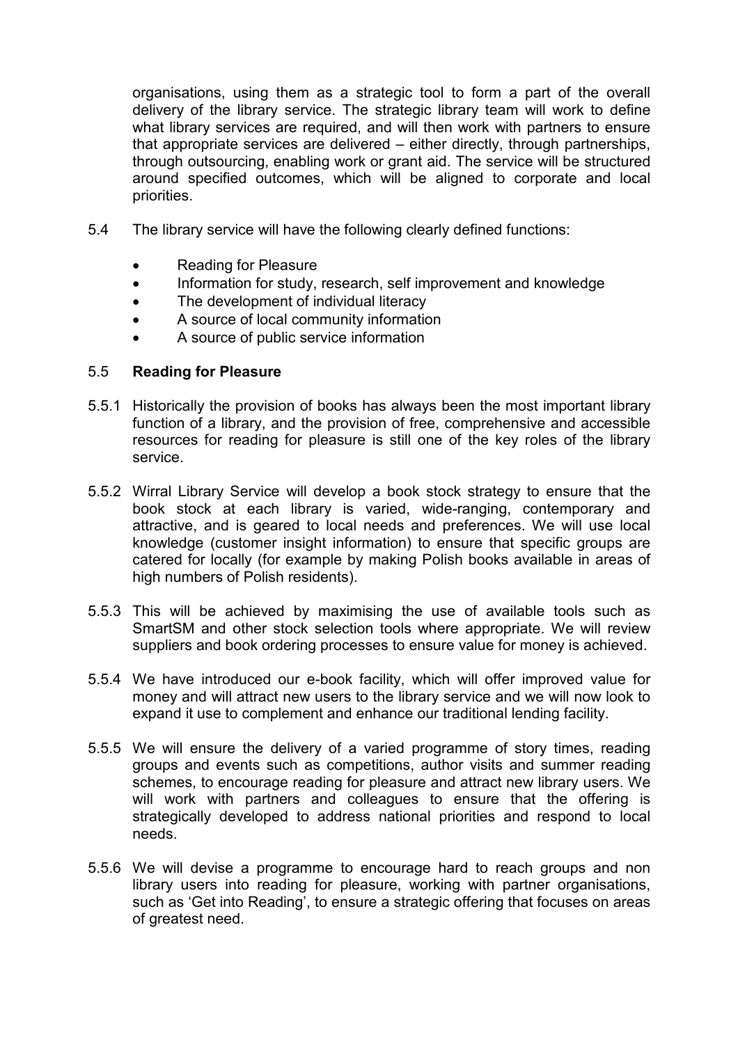organisations, using them as a strategic tool to form a part of the overall delivery of the library service. The strategic library team will work to define what library services are required, and will then work with partners to ensure that appropriate services are delivered – either directly, through partnerships, through outsourcing, enabling work or grant aid. The service will be structured around specified outcomes, which will be aligned to corporate and local priorities.

5.4 The library service will have the following clearly defined functions:

- Reading for Pleasure
- Information for study, research, self improvement and knowledge
- The development of individual literacy
- A source of local community information
- A source of public service information

5.5 **Reading for Pleasure**

5.5.1 Historically the provision of books has always been the most important library function of a library, and the provision of free, comprehensive and accessible resources for reading for pleasure is still one of the key roles of the library service.

5.5.2 Wirral Library Service will develop a book stock strategy to ensure that the book stock at each library is varied, wide-ranging, contemporary and attractive, and is geared to local needs and preferences. We will use local knowledge (customer insight information) to ensure that specific groups are catered for locally (for example by making Polish books available in areas of high numbers of Polish residents).

5.5.3 This will be achieved by maximising the use of available tools such as SmartSM and other stock selection tools where appropriate. We will review suppliers and book ordering processes to ensure value for money is achieved.

5.5.4 We have introduced our e-book facility, which will offer improved value for money and will attract new users to the library service and we will now look to expand it use to complement and enhance our traditional lending facility.

5.5.5 We will ensure the delivery of a varied programme of story times, reading groups and events such as competitions, author visits and summer reading schemes, to encourage reading for pleasure and attract new library users. We will work with partners and colleagues to ensure that the offering is strategically developed to address national priorities and respond to local needs.

5.5.6 We will devise a programme to encourage hard to reach groups and non library users into reading for pleasure, working with partner organisations, such as 'Get into Reading', to ensure a strategic offering that focuses on areas of greatest need.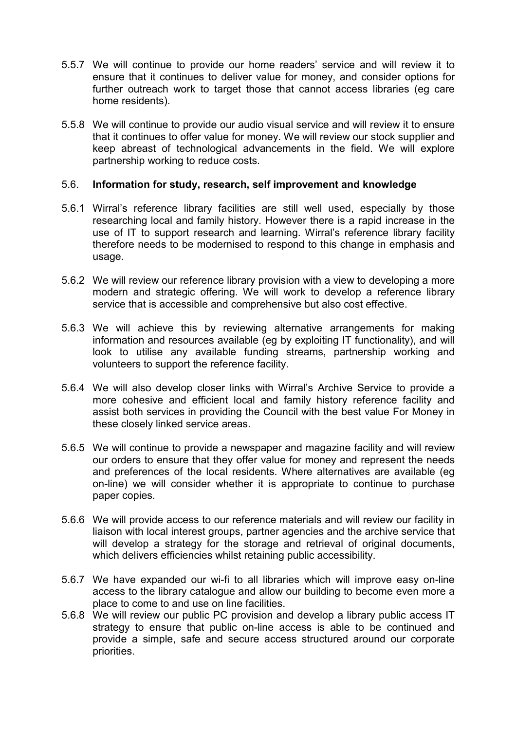5.5.7 We will continue to provide our home readers' service and will review it to ensure that it continues to deliver value for money, and consider options for further outreach work to target those that cannot access libraries (eg care home residents).

5.5.8 We will continue to provide our audio visual service and will review it to ensure that it continues to offer value for money. We will review our stock supplier and keep abreast of technological advancements in the field. We will explore partnership working to reduce costs.

### 5.6. Information for study, research, self improvement and knowledge

5.6.1 Wirral's reference library facilities are still well used, especially by those researching local and family history. However there is a rapid increase in the use of IT to support research and learning. Wirral's reference library facility therefore needs to be modernised to respond to this change in emphasis and usage.

5.6.2 We will review our reference library provision with a view to developing a more modern and strategic offering. We will work to develop a reference library service that is accessible and comprehensive but also cost effective.

5.6.3 We will achieve this by reviewing alternative arrangements for making information and resources available (eg by exploiting IT functionality), and will look to utilise any available funding streams, partnership working and volunteers to support the reference facility.

5.6.4 We will also develop closer links with Wirral's Archive Service to provide a more cohesive and efficient local and family history reference facility and assist both services in providing the Council with the best value For Money in these closely linked service areas.

5.6.5 We will continue to provide a newspaper and magazine facility and will review our orders to ensure that they offer value for money and represent the needs and preferences of the local residents. Where alternatives are available (eg on-line) we will consider whether it is appropriate to continue to purchase paper copies.

5.6.6 We will provide access to our reference materials and will review our facility in liaison with local interest groups, partner agencies and the archive service that will develop a strategy for the storage and retrieval of original documents, which delivers efficiencies whilst retaining public accessibility.

5.6.7 We have expanded our wi-fi to all libraries which will improve easy on-line access to the library catalogue and allow our building to become even more a place to come to and use on line facilities.

5.6.8 We will review our public PC provision and develop a library public access IT strategy to ensure that public on-line access is able to be continued and provide a simple, safe and secure access structured around our corporate priorities.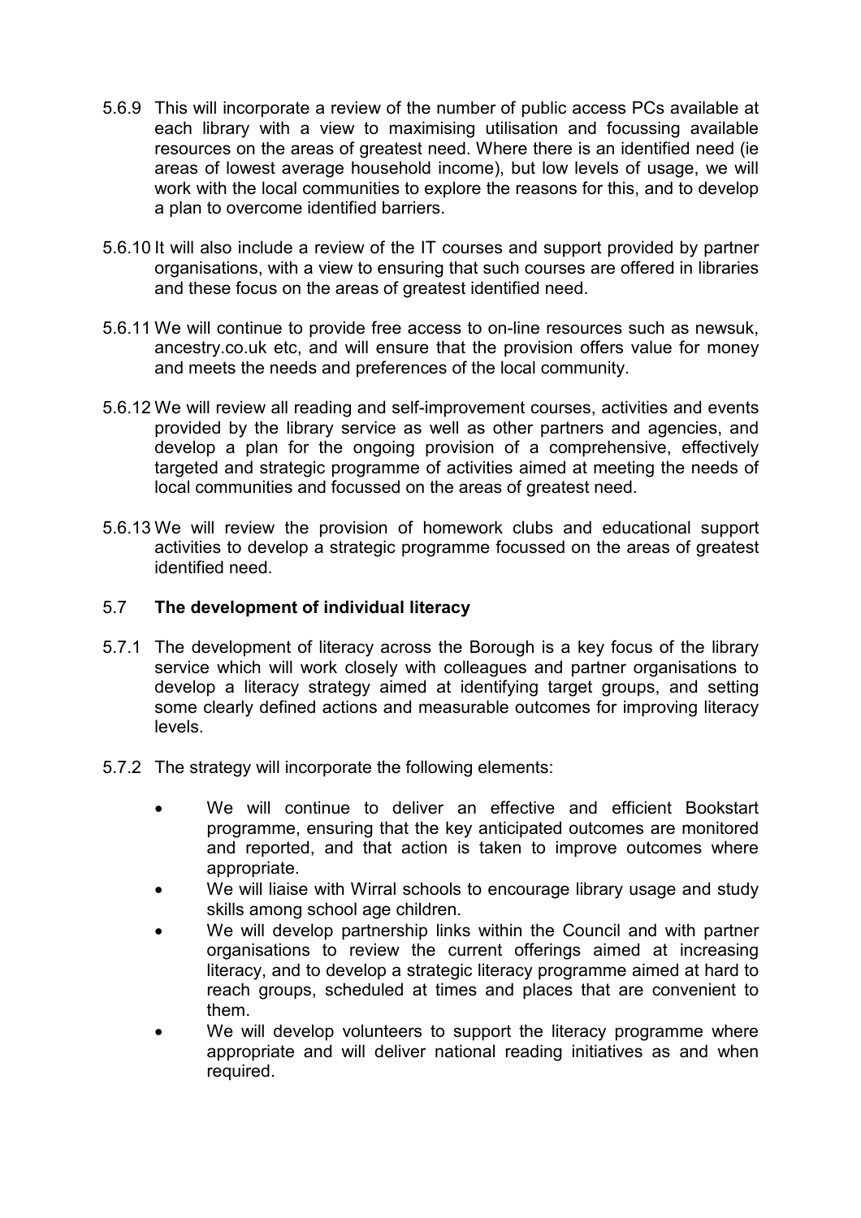5.6.9 This will incorporate a review of the number of public access PCs available at each library with a view to maximising utilisation and focussing available resources on the areas of greatest need. Where there is an identified need (ie areas of lowest average household income), but low levels of usage, we will work with the local communities to explore the reasons for this, and to develop a plan to overcome identified barriers.

5.6.10 It will also include a review of the IT courses and support provided by partner organisations, with a view to ensuring that such courses are offered in libraries and these focus on the areas of greatest identified need.

5.6.11 We will continue to provide free access to on-line resources such as newsuk, ancestry.co.uk etc, and will ensure that the provision offers value for money and meets the needs and preferences of the local community.

5.6.12 We will review all reading and self-improvement courses, activities and events provided by the library service as well as other partners and agencies, and develop a plan for the ongoing provision of a comprehensive, effectively targeted and strategic programme of activities aimed at meeting the needs of local communities and focussed on the areas of greatest need.

5.6.13 We will review the provision of homework clubs and educational support activities to develop a strategic programme focussed on the areas of greatest identified need.

## 5.7 **The development of individual literacy**

5.7.1 The development of literacy across the Borough is a key focus of the library service which will work closely with colleagues and partner organisations to develop a literacy strategy aimed at identifying target groups, and setting some clearly defined actions and measurable outcomes for improving literacy levels.

5.7.2 The strategy will incorporate the following elements:

- We will continue to deliver an effective and efficient Bookstart programme, ensuring that the key anticipated outcomes are monitored and reported, and that action is taken to improve outcomes where appropriate.
- We will liaise with Wirral schools to encourage library usage and study skills among school age children.
- We will develop partnership links within the Council and with partner organisations to review the current offerings aimed at increasing literacy, and to develop a strategic literacy programme aimed at hard to reach groups, scheduled at times and places that are convenient to them.
- We will develop volunteers to support the literacy programme where appropriate and will deliver national reading initiatives as and when required.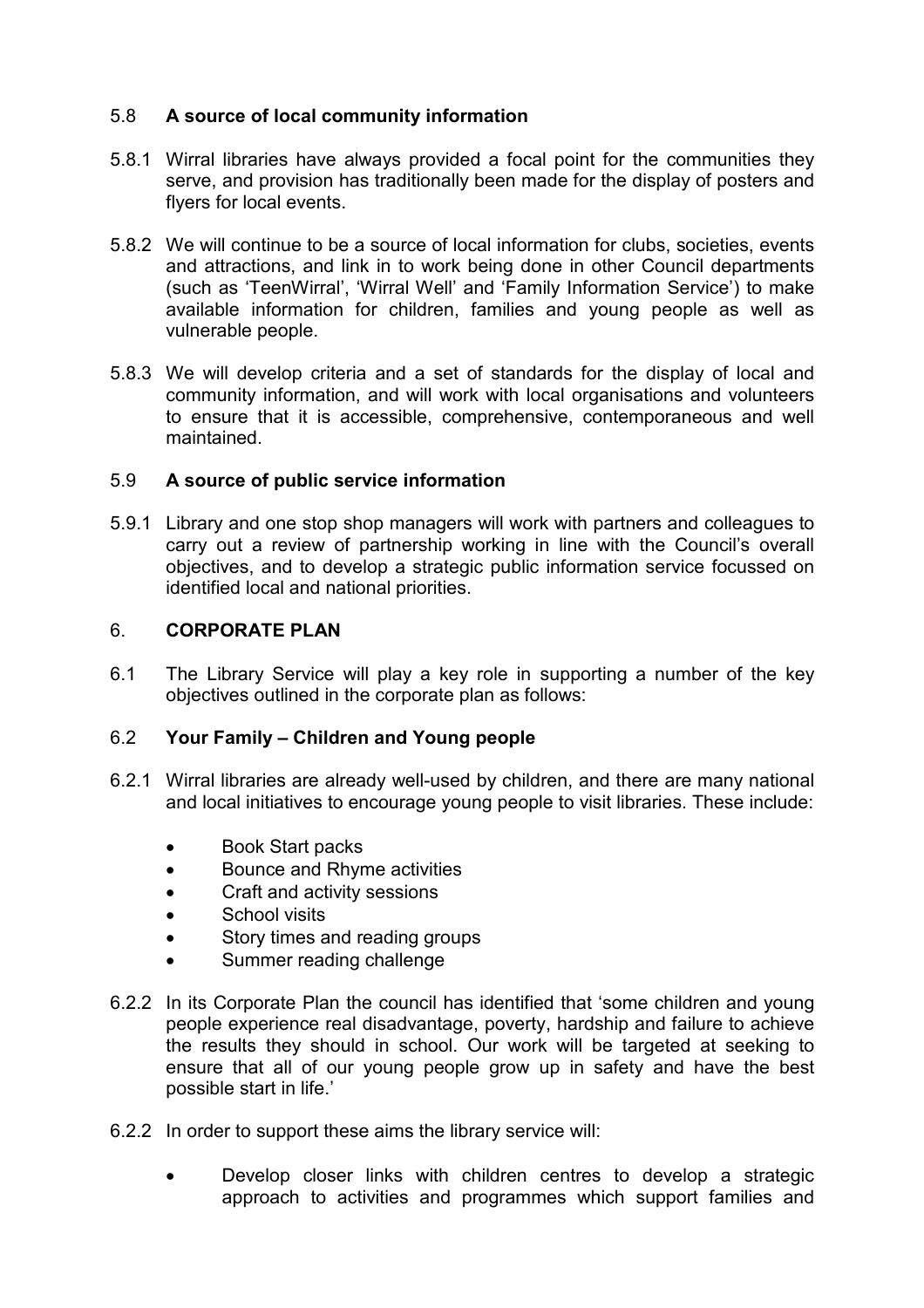### 5.8 **A source of local community information**

5.8.1 Wirral libraries have always provided a focal point for the communities they serve, and provision has traditionally been made for the display of posters and flyers for local events.

5.8.2 We will continue to be a source of local information for clubs, societies, events and attractions, and link in to work being done in other Council departments (such as 'TeenWirral', 'Wirral Well' and 'Family Information Service') to make available information for children, families and young people as well as vulnerable people.

5.8.3 We will develop criteria and a set of standards for the display of local and community information, and will work with local organisations and volunteers to ensure that it is accessible, comprehensive, contemporaneous and well maintained.

### 5.9 **A source of public service information**

5.9.1 Library and one stop shop managers will work with partners and colleagues to carry out a review of partnership working in line with the Council's overall objectives, and to develop a strategic public information service focussed on identified local and national priorities.

## 6. **CORPORATE PLAN**

6.1 The Library Service will play a key role in supporting a number of the key objectives outlined in the corporate plan as follows:

### 6.2 **Your Family – Children and Young people**

6.2.1 Wirral libraries are already well-used by children, and there are many national and local initiatives to encourage young people to visit libraries. These include:

- Book Start packs
- Bounce and Rhyme activities
- Craft and activity sessions
- School visits
- Story times and reading groups
- Summer reading challenge

6.2.2 In its Corporate Plan the council has identified that 'some children and young people experience real disadvantage, poverty, hardship and failure to achieve the results they should in school. Our work will be targeted at seeking to ensure that all of our young people grow up in safety and have the best possible start in life.'

6.2.2 In order to support these aims the library service will:

- Develop closer links with children centres to develop a strategic approach to activities and programmes which support families and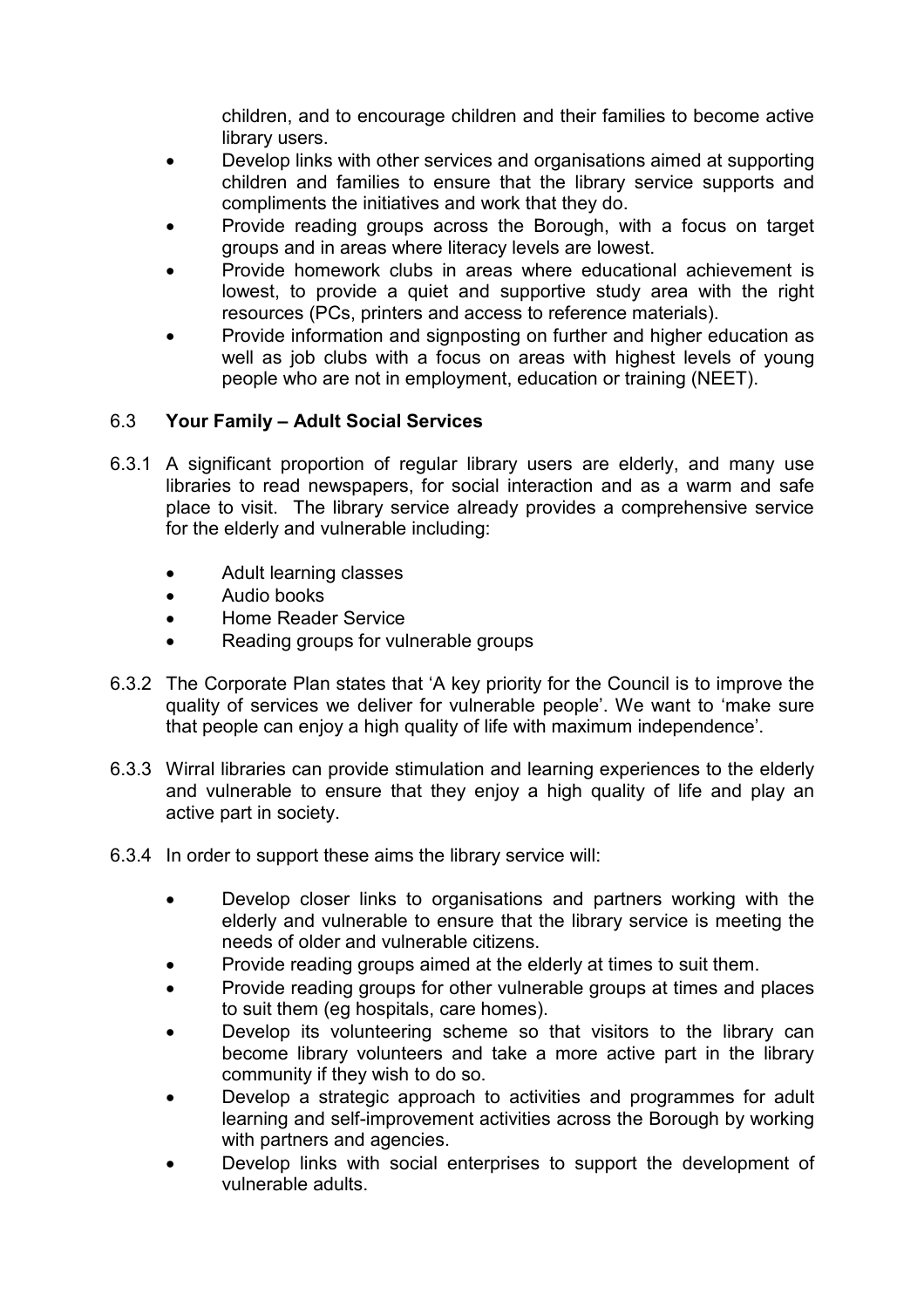children, and to encourage children and their families to become active library users.

- Develop links with other services and organisations aimed at supporting children and families to ensure that the library service supports and compliments the initiatives and work that they do.
- Provide reading groups across the Borough, with a focus on target groups and in areas where literacy levels are lowest.
- Provide homework clubs in areas where educational achievement is lowest, to provide a quiet and supportive study area with the right resources (PCs, printers and access to reference materials).
- Provide information and signposting on further and higher education as well as job clubs with a focus on areas with highest levels of young people who are not in employment, education or training (NEET).

### 6.3 Your Family – Adult Social Services

6.3.1 A significant proportion of regular library users are elderly, and many use libraries to read newspapers, for social interaction and as a warm and safe place to visit. The library service already provides a comprehensive service for the elderly and vulnerable including:

- Adult learning classes
- Audio books
- Home Reader Service
- Reading groups for vulnerable groups

6.3.2 The Corporate Plan states that 'A key priority for the Council is to improve the quality of services we deliver for vulnerable people'. We want to 'make sure that people can enjoy a high quality of life with maximum independence'.

6.3.3 Wirral libraries can provide stimulation and learning experiences to the elderly and vulnerable to ensure that they enjoy a high quality of life and play an active part in society.

6.3.4 In order to support these aims the library service will:

- Develop closer links to organisations and partners working with the elderly and vulnerable to ensure that the library service is meeting the needs of older and vulnerable citizens.
- Provide reading groups aimed at the elderly at times to suit them.
- Provide reading groups for other vulnerable groups at times and places to suit them (eg hospitals, care homes).
- Develop its volunteering scheme so that visitors to the library can become library volunteers and take a more active part in the library community if they wish to do so.
- Develop a strategic approach to activities and programmes for adult learning and self-improvement activities across the Borough by working with partners and agencies.
- Develop links with social enterprises to support the development of vulnerable adults.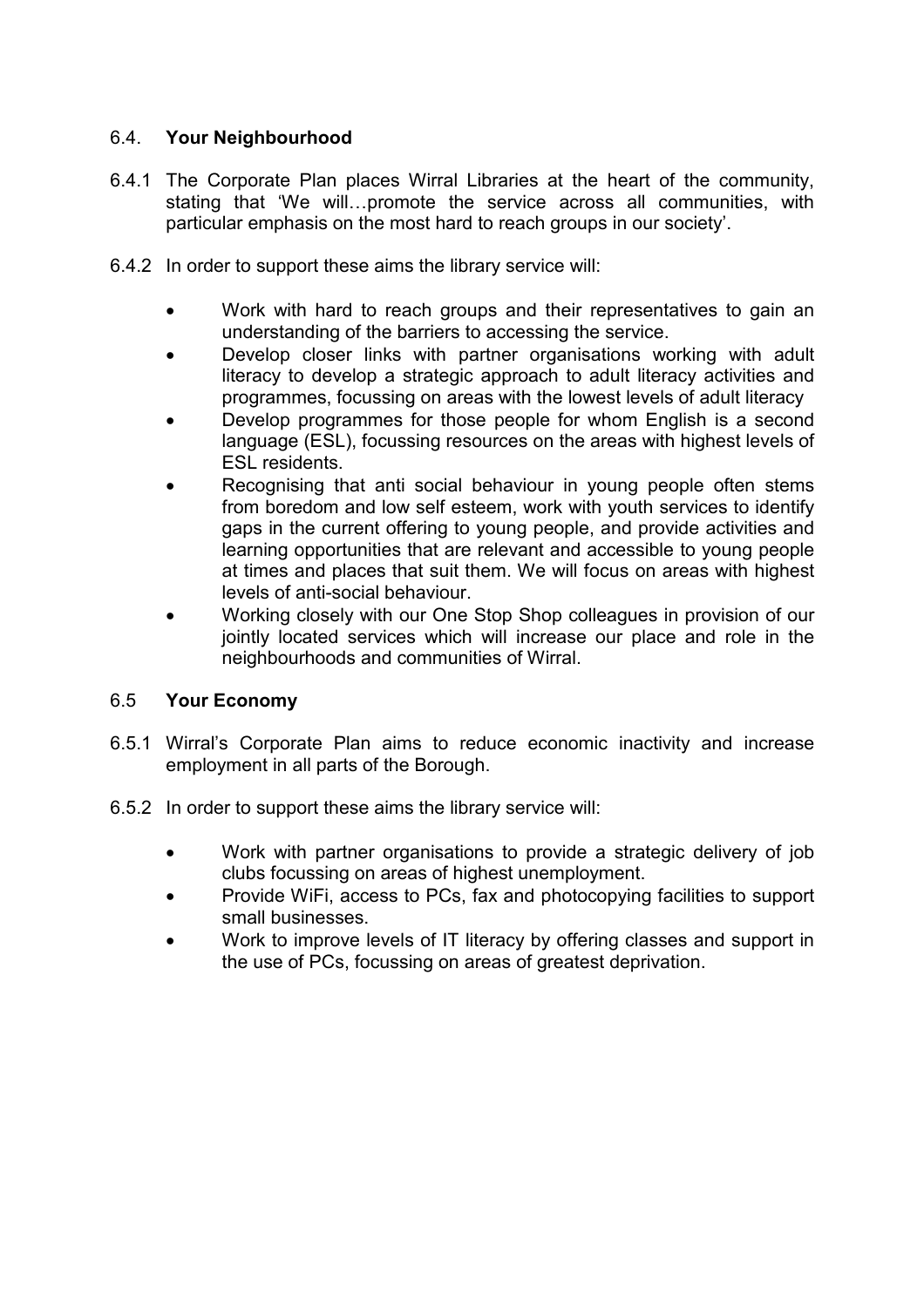## 6.4. **Your Neighbourhood**

6.4.1 The Corporate Plan places Wirral Libraries at the heart of the community, stating that 'We will…promote the service across all communities, with particular emphasis on the most hard to reach groups in our society'.

6.4.2 In order to support these aims the library service will:

- Work with hard to reach groups and their representatives to gain an understanding of the barriers to accessing the service.
- Develop closer links with partner organisations working with adult literacy to develop a strategic approach to adult literacy activities and programmes, focussing on areas with the lowest levels of adult literacy
- Develop programmes for those people for whom English is a second language (ESL), focussing resources on the areas with highest levels of ESL residents.
- Recognising that anti social behaviour in young people often stems from boredom and low self esteem, work with youth services to identify gaps in the current offering to young people, and provide activities and learning opportunities that are relevant and accessible to young people at times and places that suit them. We will focus on areas with highest levels of anti-social behaviour.
- Working closely with our One Stop Shop colleagues in provision of our jointly located services which will increase our place and role in the neighbourhoods and communities of Wirral.

## 6.5 **Your Economy**

6.5.1 Wirral's Corporate Plan aims to reduce economic inactivity and increase employment in all parts of the Borough.

6.5.2 In order to support these aims the library service will:

- Work with partner organisations to provide a strategic delivery of job clubs focussing on areas of highest unemployment.
- Provide WiFi, access to PCs, fax and photocopying facilities to support small businesses.
- Work to improve levels of IT literacy by offering classes and support in the use of PCs, focussing on areas of greatest deprivation.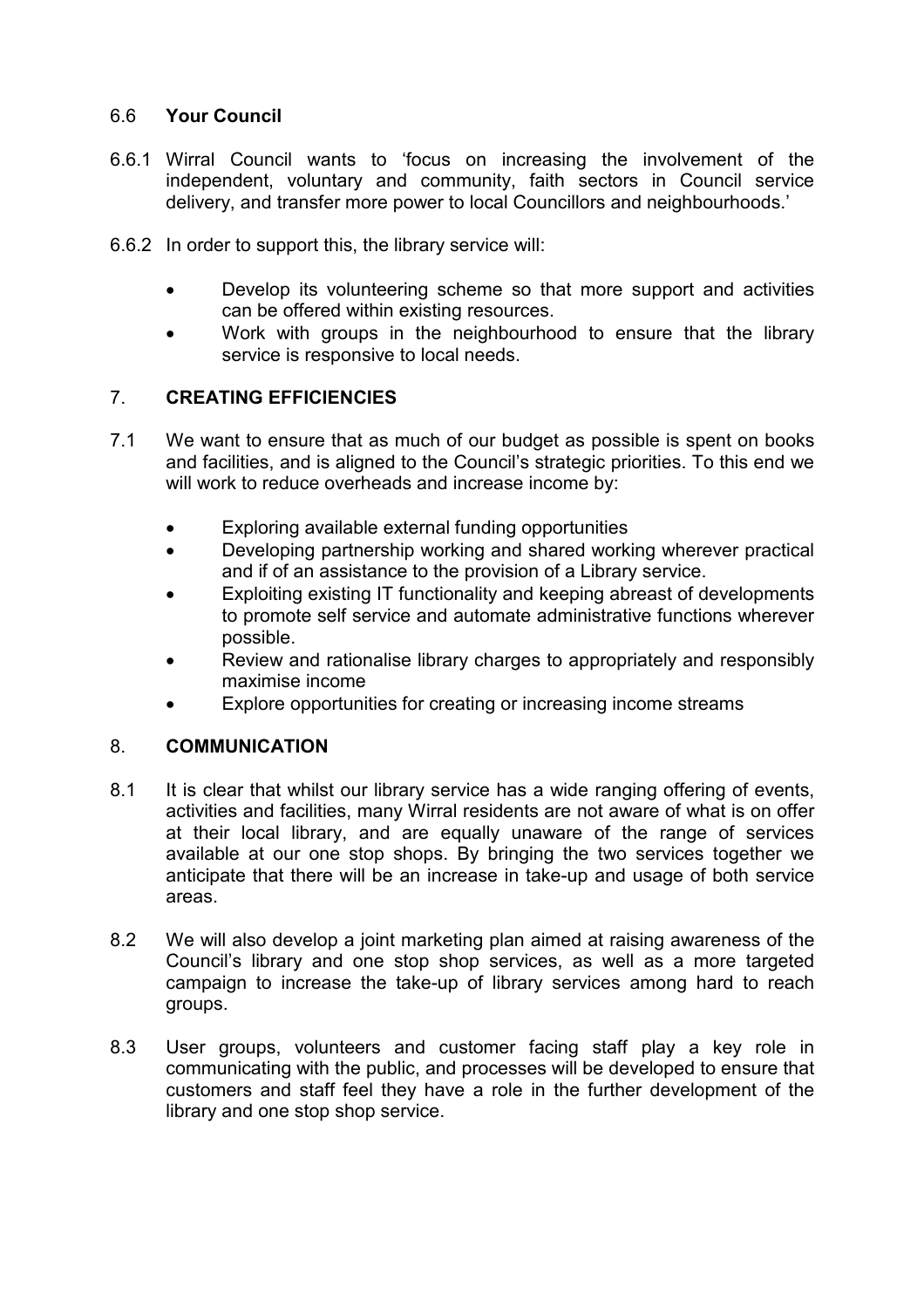### 6.6 **Your Council**

6.6.1 Wirral Council wants to 'focus on increasing the involvement of the independent, voluntary and community, faith sectors in Council service delivery, and transfer more power to local Councillors and neighbourhoods.'

6.6.2 In order to support this, the library service will:

- Develop its volunteering scheme so that more support and activities can be offered within existing resources.
- Work with groups in the neighbourhood to ensure that the library service is responsive to local needs.

## 7. **CREATING EFFICIENCIES**

7.1 We want to ensure that as much of our budget as possible is spent on books and facilities, and is aligned to the Council's strategic priorities. To this end we will work to reduce overheads and increase income by:

- Exploring available external funding opportunities
- Developing partnership working and shared working wherever practical and if of an assistance to the provision of a Library service.
- Exploiting existing IT functionality and keeping abreast of developments to promote self service and automate administrative functions wherever possible.
- Review and rationalise library charges to appropriately and responsibly maximise income
- Explore opportunities for creating or increasing income streams

## 8. **COMMUNICATION**

8.1 It is clear that whilst our library service has a wide ranging offering of events, activities and facilities, many Wirral residents are not aware of what is on offer at their local library, and are equally unaware of the range of services available at our one stop shops. By bringing the two services together we anticipate that there will be an increase in take-up and usage of both service areas.

8.2 We will also develop a joint marketing plan aimed at raising awareness of the Council's library and one stop shop services, as well as a more targeted campaign to increase the take-up of library services among hard to reach groups.

8.3 User groups, volunteers and customer facing staff play a key role in communicating with the public, and processes will be developed to ensure that customers and staff feel they have a role in the further development of the library and one stop shop service.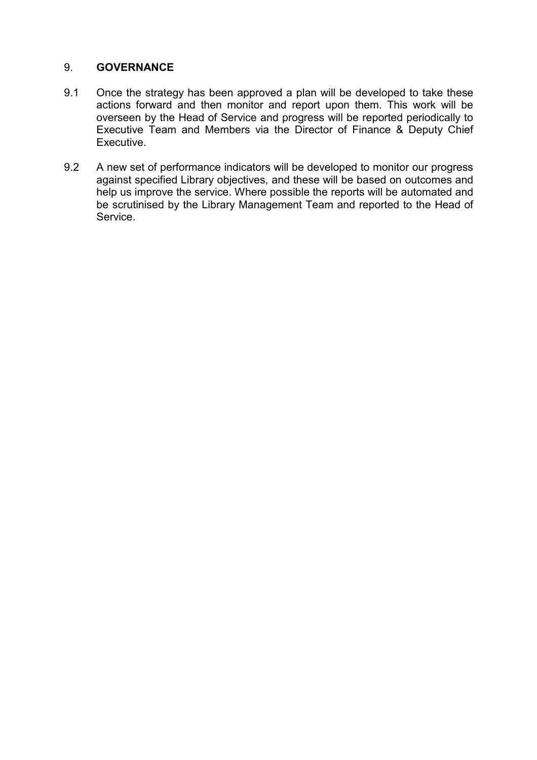## 9. GOVERNANCE

9.1 Once the strategy has been approved a plan will be developed to take these actions forward and then monitor and report upon them. This work will be overseen by the Head of Service and progress will be reported periodically to Executive Team and Members via the Director of Finance & Deputy Chief Executive.

9.2 A new set of performance indicators will be developed to monitor our progress against specified Library objectives, and these will be based on outcomes and help us improve the service. Where possible the reports will be automated and be scrutinised by the Library Management Team and reported to the Head of Service.